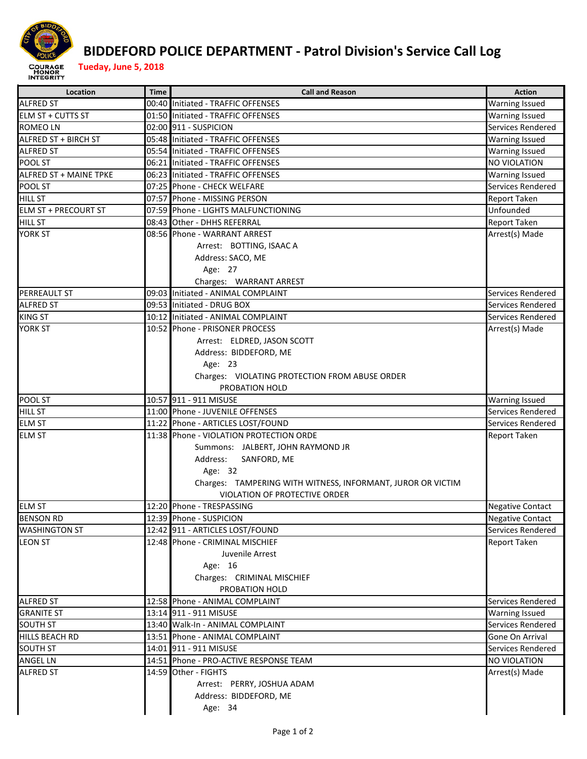# BIDDEFORD POLICE DEPARTMENT - Patrol Division's Service Call Log

**Tueday, June 5, 2018**

COURAGE HONOR INTEGRITY

| Location | Time | Call and Reason | Action |
|---|---|---|---|
| ALFRED ST | 00:40 | Initiated - TRAFFIC OFFENSES | Warning Issued |
| ELM ST + CUTTS ST | 01:50 | Initiated - TRAFFIC OFFENSES | Warning Issued |
| ROMEO LN | 02:00 | 911 - SUSPICION | Services Rendered |
| ALFRED ST + BIRCH ST | 05:48 | Initiated - TRAFFIC OFFENSES | Warning Issued |
| ALFRED ST | 05:54 | Initiated - TRAFFIC OFFENSES | Warning Issued |
| POOL ST | 06:21 | Initiated - TRAFFIC OFFENSES | NO VIOLATION |
| ALFRED ST + MAINE TPKE | 06:23 | Initiated - TRAFFIC OFFENSES | Warning Issued |
| POOL ST | 07:25 | Phone - CHECK WELFARE | Services Rendered |
| HILL ST | 07:57 | Phone - MISSING PERSON | Report Taken |
| ELM ST + PRECOURT ST | 07:59 | Phone - LIGHTS MALFUNCTIONING | Unfounded |
| HILL ST | 08:43 | Other - DHHS REFERRAL | Report Taken |
| YORK ST | 08:56 | Phone - WARRANT ARREST<br>Arrest: BOTTING, ISAAC A<br>Address: SACO, ME<br>Age: 27<br>Charges: WARRANT ARREST | Arrest(s) Made |
| PERREAULT ST | 09:03 | Initiated - ANIMAL COMPLAINT | Services Rendered |
| ALFRED ST | 09:53 | Initiated - DRUG BOX | Services Rendered |
| KING ST | 10:12 | Initiated - ANIMAL COMPLAINT | Services Rendered |
| YORK ST | 10:52 | Phone - PRISONER PROCESS<br>Arrest: ELDRED, JASON SCOTT<br>Address: BIDDEFORD, ME<br>Age: 23<br>Charges: VIOLATING PROTECTION FROM ABUSE ORDER<br>PROBATION HOLD | Arrest(s) Made |
| POOL ST | 10:57 | 911 - 911 MISUSE | Warning Issued |
| HILL ST | 11:00 | Phone - JUVENILE OFFENSES | Services Rendered |
| ELM ST | 11:22 | Phone - ARTICLES LOST/FOUND | Services Rendered |
| ELM ST | 11:38 | Phone - VIOLATION PROTECTION ORDE<br>Summons: JALBERT, JOHN RAYMOND JR<br>Address: SANFORD, ME<br>Age: 32<br>Charges: TAMPERING WITH WITNESS, INFORMANT, JUROR OR VICTIM<br>VIOLATION OF PROTECTIVE ORDER | Report Taken |
| ELM ST | 12:20 | Phone - TRESPASSING | Negative Contact |
| BENSON RD | 12:39 | Phone - SUSPICION | Negative Contact |
| WASHINGTON ST | 12:42 | 911 - ARTICLES LOST/FOUND | Services Rendered |
| LEON ST | 12:48 | Phone - CRIMINAL MISCHIEF<br>Juvenile Arrest<br>Age: 16<br>Charges: CRIMINAL MISCHIEF<br>PROBATION HOLD | Report Taken |
| ALFRED ST | 12:58 | Phone - ANIMAL COMPLAINT | Services Rendered |
| GRANITE ST | 13:14 | 911 - 911 MISUSE | Warning Issued |
| SOUTH ST | 13:40 | Walk-In - ANIMAL COMPLAINT | Services Rendered |
| HILLS BEACH RD | 13:51 | Phone - ANIMAL COMPLAINT | Gone On Arrival |
| SOUTH ST | 14:01 | 911 - 911 MISUSE | Services Rendered |
| ANGEL LN | 14:51 | Phone - PRO-ACTIVE RESPONSE TEAM | NO VIOLATION |
| ALFRED ST | 14:59 | Other - FIGHTS<br>Arrest: PERRY, JOSHUA ADAM<br>Address: BIDDEFORD, ME<br>Age: 34 | Arrest(s) Made |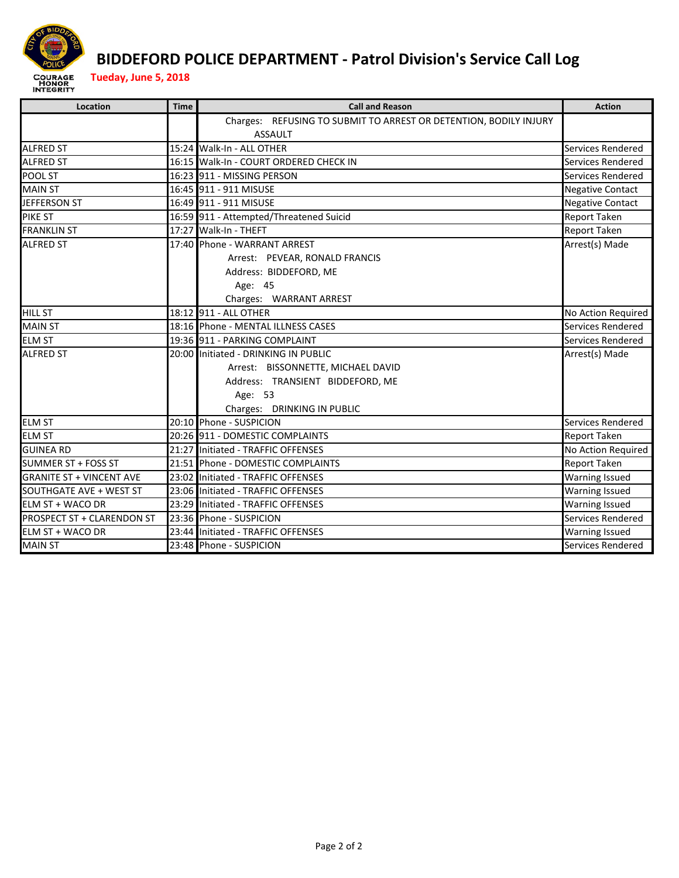# BIDDEFORD POLICE DEPARTMENT - Patrol Division's Service Call Log

**Tueday, June 5, 2018**

| Location | Time | Call and Reason | Action |
|---|---|---|---|
| | | Charges: REFUSING TO SUBMIT TO ARREST OR DETENTION, BODILY INJURY ASSAULT | |
| ALFRED ST | 15:24 | Walk-In - ALL OTHER | Services Rendered |
| ALFRED ST | 16:15 | Walk-In - COURT ORDERED CHECK IN | Services Rendered |
| POOL ST | 16:23 | 911 - MISSING PERSON | Services Rendered |
| MAIN ST | 16:45 | 911 - 911 MISUSE | Negative Contact |
| JEFFERSON ST | 16:49 | 911 - 911 MISUSE | Negative Contact |
| PIKE ST | 16:59 | 911 - Attempted/Threatened Suicid | Report Taken |
| FRANKLIN ST | 17:27 | Walk-In - THEFT | Report Taken |
| ALFRED ST | 17:40 | Phone - WARRANT ARREST<br>Arrest: PEVEAR, RONALD FRANCIS<br>Address: BIDDEFORD, ME<br>Age: 45<br>Charges: WARRANT ARREST | Arrest(s) Made |
| HILL ST | 18:12 | 911 - ALL OTHER | No Action Required |
| MAIN ST | 18:16 | Phone - MENTAL ILLNESS CASES | Services Rendered |
| ELM ST | 19:36 | 911 - PARKING COMPLAINT | Services Rendered |
| ALFRED ST | 20:00 | Initiated - DRINKING IN PUBLIC<br>Arrest: BISSONNETTE, MICHAEL DAVID<br>Address: TRANSIENT BIDDEFORD, ME<br>Age: 53<br>Charges: DRINKING IN PUBLIC | Arrest(s) Made |
| ELM ST | 20:10 | Phone - SUSPICION | Services Rendered |
| ELM ST | 20:26 | 911 - DOMESTIC COMPLAINTS | Report Taken |
| GUINEA RD | 21:27 | Initiated - TRAFFIC OFFENSES | No Action Required |
| SUMMER ST + FOSS ST | 21:51 | Phone - DOMESTIC COMPLAINTS | Report Taken |
| GRANITE ST + VINCENT AVE | 23:02 | Initiated - TRAFFIC OFFENSES | Warning Issued |
| SOUTHGATE AVE + WEST ST | 23:06 | Initiated - TRAFFIC OFFENSES | Warning Issued |
| ELM ST + WACO DR | 23:29 | Initiated - TRAFFIC OFFENSES | Warning Issued |
| PROSPECT ST + CLARENDON ST | 23:36 | Phone - SUSPICION | Services Rendered |
| ELM ST + WACO DR | 23:44 | Initiated - TRAFFIC OFFENSES | Warning Issued |
| MAIN ST | 23:48 | Phone - SUSPICION | Services Rendered |